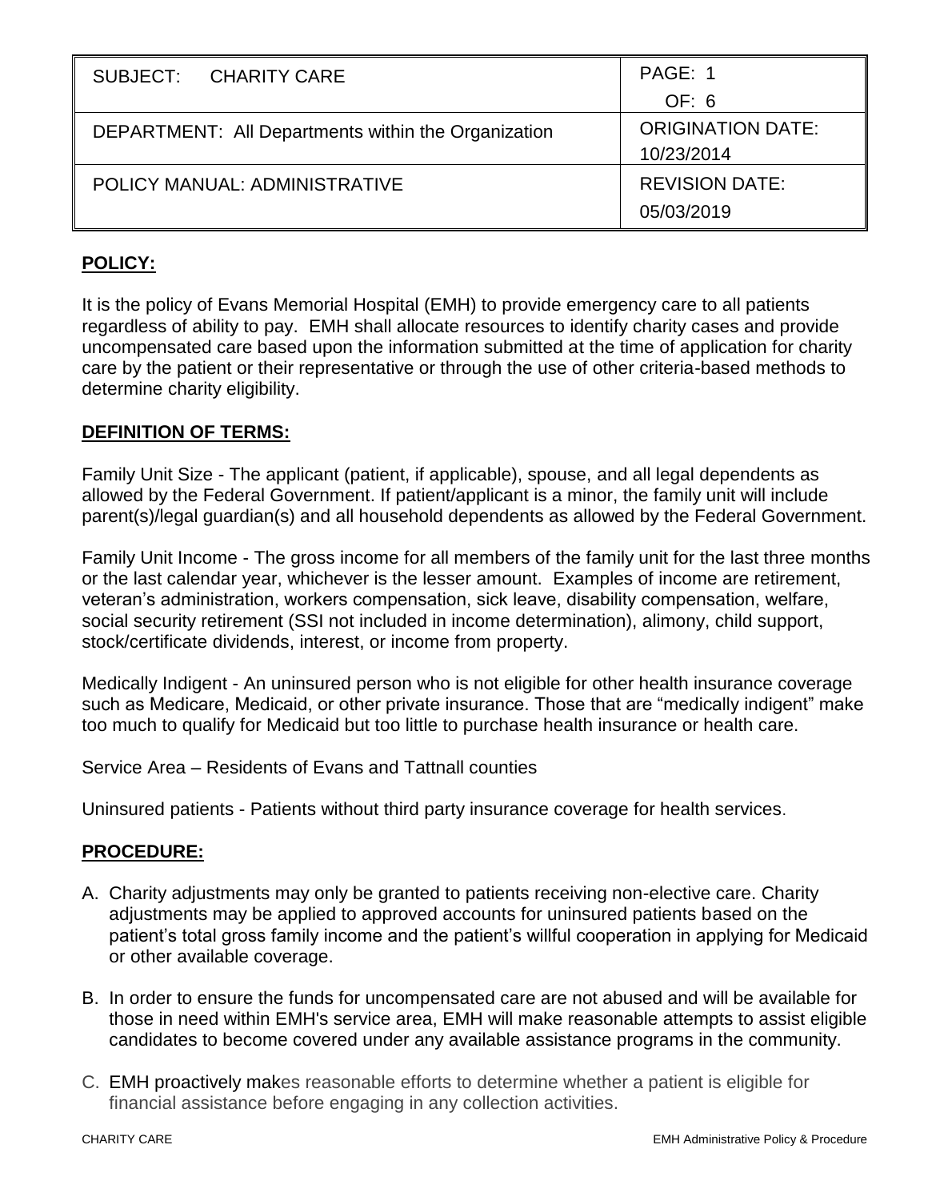| SUBJECT: CHARITY CARE | PAGE: 1 OF: 6 |
| --- | --- |
| DEPARTMENT: All Departments within the Organization | ORIGINATION DATE: 10/23/2014 |
| POLICY MANUAL: ADMINISTRATIVE | REVISION DATE: 05/03/2019 |

## POLICY:

It is the policy of Evans Memorial Hospital (EMH) to provide emergency care to all patients regardless of ability to pay. EMH shall allocate resources to identify charity cases and provide uncompensated care based upon the information submitted at the time of application for charity care by the patient or their representative or through the use of other criteria-based methods to determine charity eligibility.

## DEFINITION OF TERMS:

Family Unit Size - The applicant (patient, if applicable), spouse, and all legal dependents as allowed by the Federal Government. If patient/applicant is a minor, the family unit will include parent(s)/legal guardian(s) and all household dependents as allowed by the Federal Government.

Family Unit Income - The gross income for all members of the family unit for the last three months or the last calendar year, whichever is the lesser amount. Examples of income are retirement, veteran's administration, workers compensation, sick leave, disability compensation, welfare, social security retirement (SSI not included in income determination), alimony, child support, stock/certificate dividends, interest, or income from property.

Medically Indigent - An uninsured person who is not eligible for other health insurance coverage such as Medicare, Medicaid, or other private insurance. Those that are "medically indigent" make too much to qualify for Medicaid but too little to purchase health insurance or health care.

Service Area – Residents of Evans and Tattnall counties

Uninsured patients - Patients without third party insurance coverage for health services.

## PROCEDURE:

A. Charity adjustments may only be granted to patients receiving non-elective care. Charity adjustments may be applied to approved accounts for uninsured patients based on the patient's total gross family income and the patient's willful cooperation in applying for Medicaid or other available coverage.

B. In order to ensure the funds for uncompensated care are not abused and will be available for those in need within EMH's service area, EMH will make reasonable attempts to assist eligible candidates to become covered under any available assistance programs in the community.

C. EMH proactively makes reasonable efforts to determine whether a patient is eligible for financial assistance before engaging in any collection activities.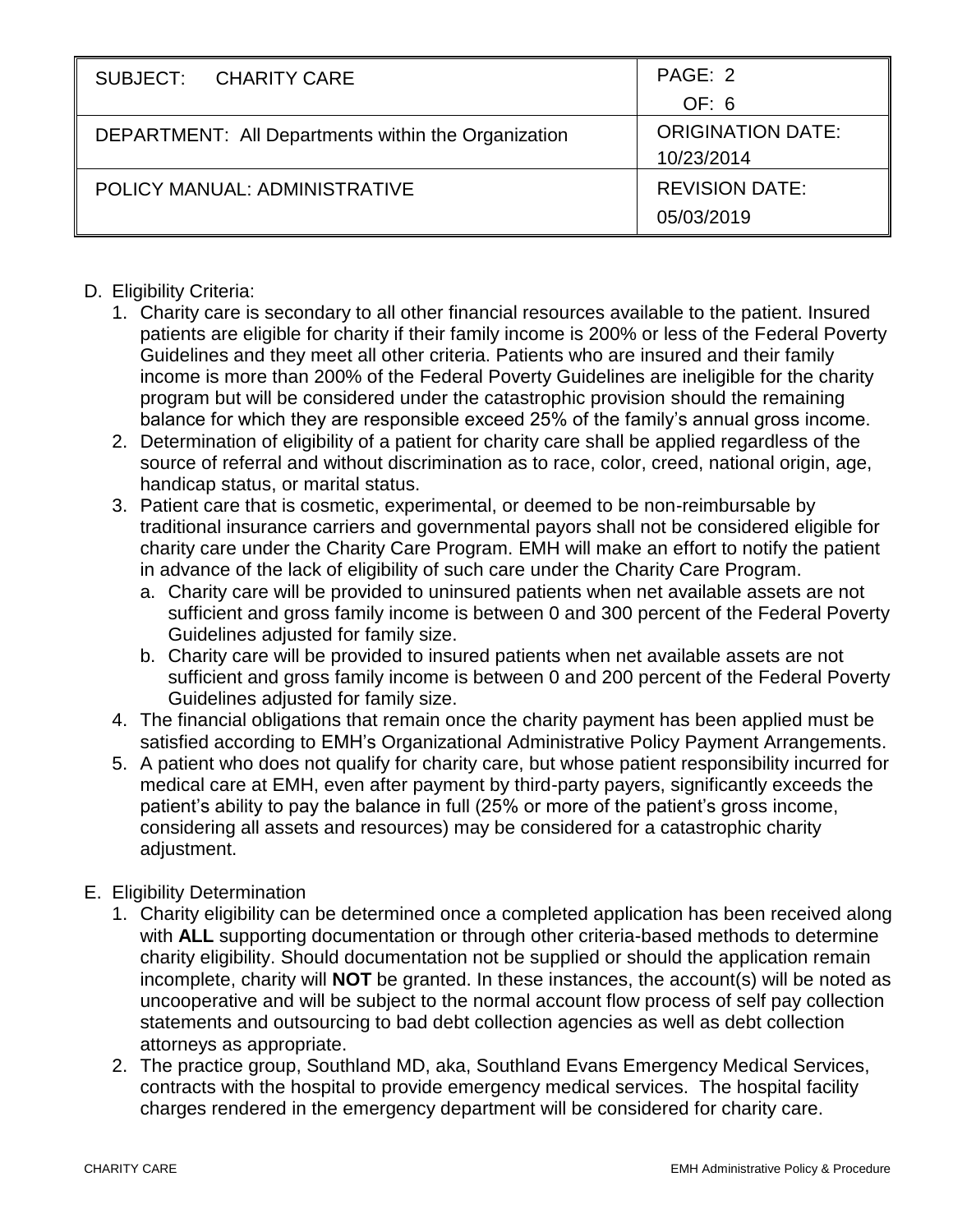D. Eligibility Criteria:

1. Charity care is secondary to all other financial resources available to the patient. Insured patients are eligible for charity if their family income is 200% or less of the Federal Poverty Guidelines and they meet all other criteria. Patients who are insured and their family income is more than 200% of the Federal Poverty Guidelines are ineligible for the charity program but will be considered under the catastrophic provision should the remaining balance for which they are responsible exceed 25% of the family's annual gross income.
2. Determination of eligibility of a patient for charity care shall be applied regardless of the source of referral and without discrimination as to race, color, creed, national origin, age, handicap status, or marital status.
3. Patient care that is cosmetic, experimental, or deemed to be non-reimbursable by traditional insurance carriers and governmental payors shall not be considered eligible for charity care under the Charity Care Program. EMH will make an effort to notify the patient in advance of the lack of eligibility of such care under the Charity Care Program.
   a. Charity care will be provided to uninsured patients when net available assets are not sufficient and gross family income is between 0 and 300 percent of the Federal Poverty Guidelines adjusted for family size.
   b. Charity care will be provided to insured patients when net available assets are not sufficient and gross family income is between 0 and 200 percent of the Federal Poverty Guidelines adjusted for family size.
4. The financial obligations that remain once the charity payment has been applied must be satisfied according to EMH's Organizational Administrative Policy Payment Arrangements.
5. A patient who does not qualify for charity care, but whose patient responsibility incurred for medical care at EMH, even after payment by third-party payers, significantly exceeds the patient's ability to pay the balance in full (25% or more of the patient's gross income, considering all assets and resources) may be considered for a catastrophic charity adjustment.

E. Eligibility Determination

1. Charity eligibility can be determined once a completed application has been received along with **ALL** supporting documentation or through other criteria-based methods to determine charity eligibility. Should documentation not be supplied or should the application remain incomplete, charity will **NOT** be granted. In these instances, the account(s) will be noted as uncooperative and will be subject to the normal account flow process of self pay collection statements and outsourcing to bad debt collection agencies as well as debt collection attorneys as appropriate.
2. The practice group, Southland MD, aka, Southland Evans Emergency Medical Services, contracts with the hospital to provide emergency medical services. The hospital facility charges rendered in the emergency department will be considered for charity care.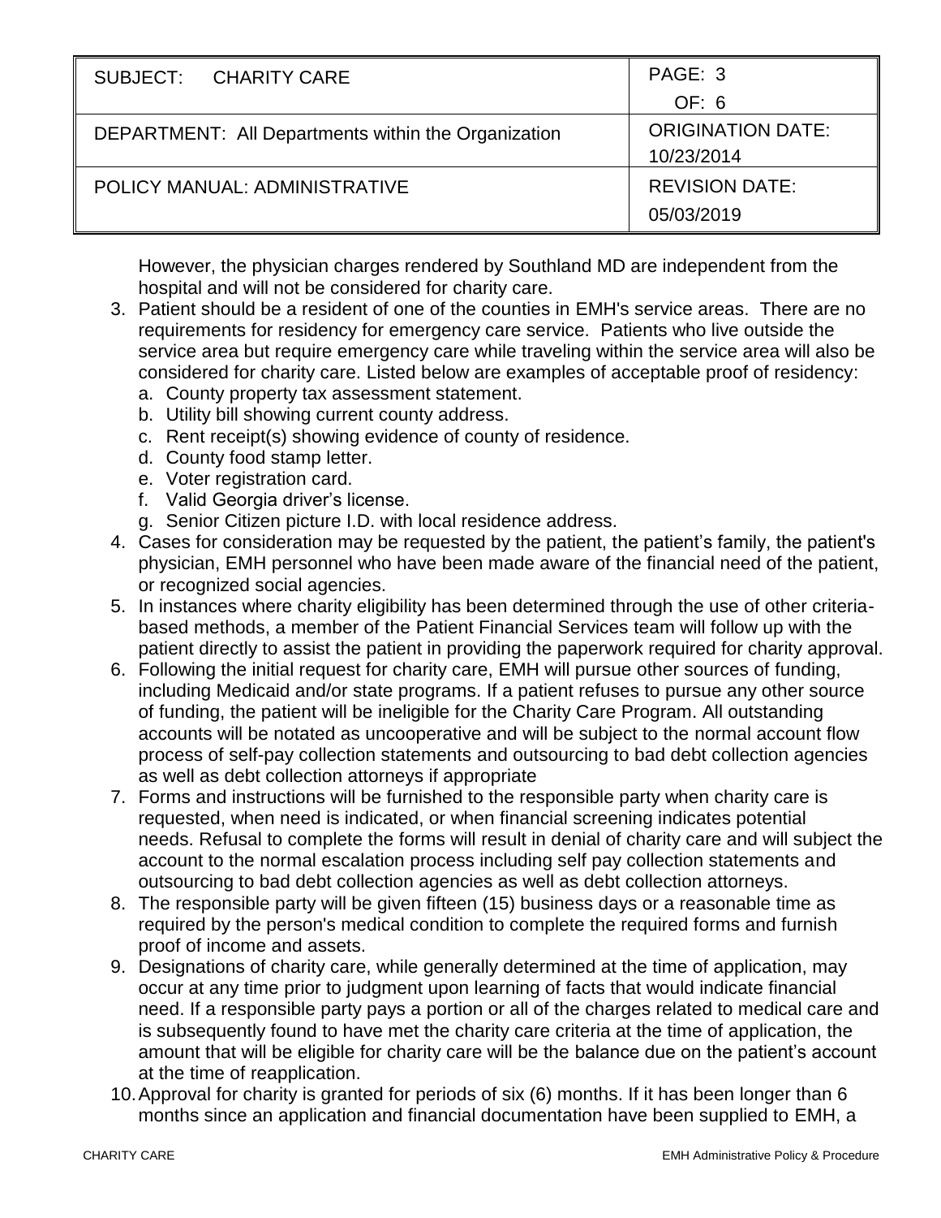However, the physician charges rendered by Southland MD are independent from the hospital and will not be considered for charity care.

3. Patient should be a resident of one of the counties in EMH's service areas. There are no requirements for residency for emergency care service. Patients who live outside the service area but require emergency care while traveling within the service area will also be considered for charity care. Listed below are examples of acceptable proof of residency:
   a. County property tax assessment statement.
   b. Utility bill showing current county address.
   c. Rent receipt(s) showing evidence of county of residence.
   d. County food stamp letter.
   e. Voter registration card.
   f. Valid Georgia driver's license.
   g. Senior Citizen picture I.D. with local residence address.
4. Cases for consideration may be requested by the patient, the patient's family, the patient's physician, EMH personnel who have been made aware of the financial need of the patient, or recognized social agencies.
5. In instances where charity eligibility has been determined through the use of other criteria-based methods, a member of the Patient Financial Services team will follow up with the patient directly to assist the patient in providing the paperwork required for charity approval.
6. Following the initial request for charity care, EMH will pursue other sources of funding, including Medicaid and/or state programs. If a patient refuses to pursue any other source of funding, the patient will be ineligible for the Charity Care Program. All outstanding accounts will be notated as uncooperative and will be subject to the normal account flow process of self-pay collection statements and outsourcing to bad debt collection agencies as well as debt collection attorneys if appropriate
7. Forms and instructions will be furnished to the responsible party when charity care is requested, when need is indicated, or when financial screening indicates potential needs. Refusal to complete the forms will result in denial of charity care and will subject the account to the normal escalation process including self pay collection statements and outsourcing to bad debt collection agencies as well as debt collection attorneys.
8. The responsible party will be given fifteen (15) business days or a reasonable time as required by the person's medical condition to complete the required forms and furnish proof of income and assets.
9. Designations of charity care, while generally determined at the time of application, may occur at any time prior to judgment upon learning of facts that would indicate financial need. If a responsible party pays a portion or all of the charges related to medical care and is subsequently found to have met the charity care criteria at the time of application, the amount that will be eligible for charity care will be the balance due on the patient's account at the time of reapplication.
10. Approval for charity is granted for periods of six (6) months. If it has been longer than 6 months since an application and financial documentation have been supplied to EMH, a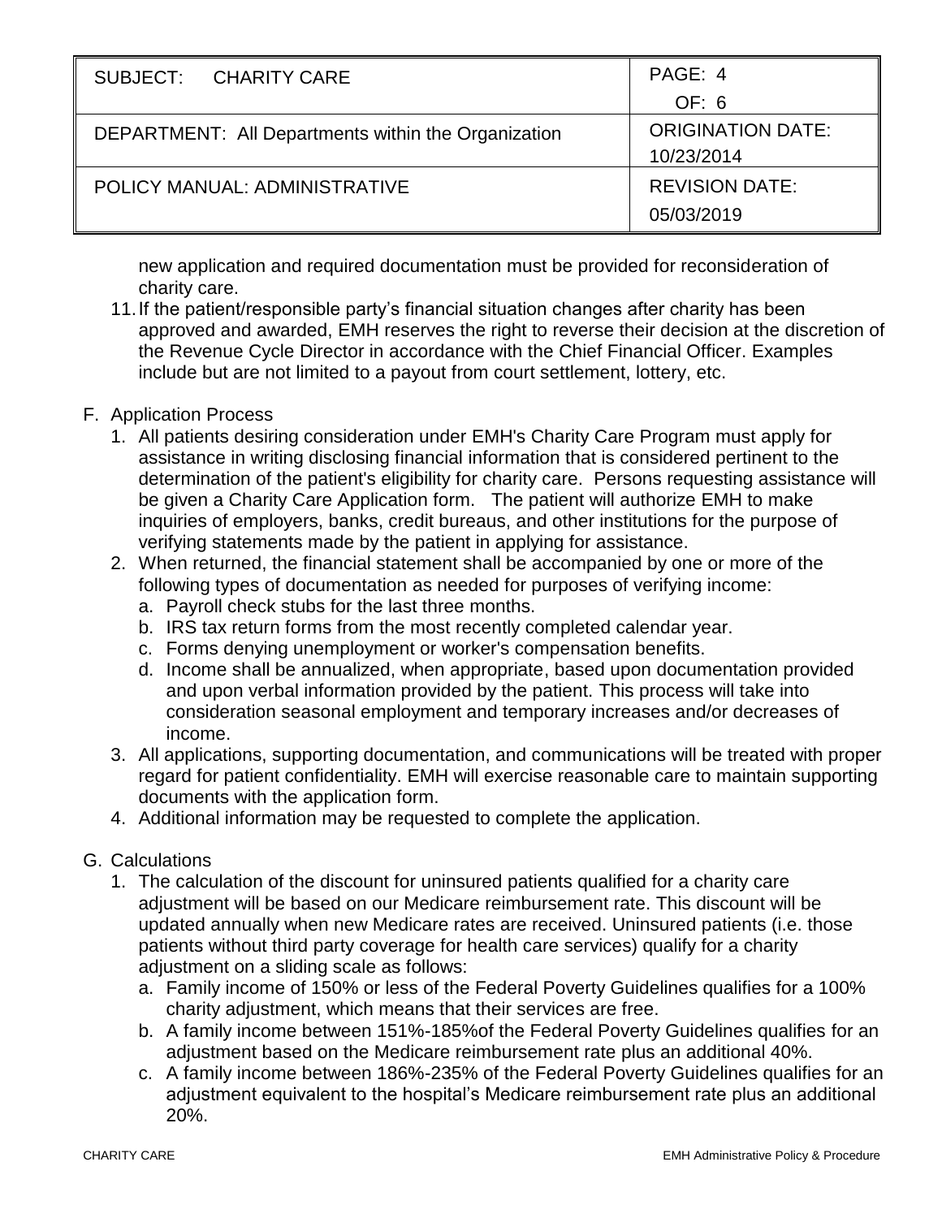new application and required documentation must be provided for reconsideration of charity care.

11. If the patient/responsible party's financial situation changes after charity has been approved and awarded, EMH reserves the right to reverse their decision at the discretion of the Revenue Cycle Director in accordance with the Chief Financial Officer. Examples include but are not limited to a payout from court settlement, lottery, etc.

F. Application Process

1. All patients desiring consideration under EMH's Charity Care Program must apply for assistance in writing disclosing financial information that is considered pertinent to the determination of the patient's eligibility for charity care. Persons requesting assistance will be given a Charity Care Application form. The patient will authorize EMH to make inquiries of employers, banks, credit bureaus, and other institutions for the purpose of verifying statements made by the patient in applying for assistance.
2. When returned, the financial statement shall be accompanied by one or more of the following types of documentation as needed for purposes of verifying income:
   a. Payroll check stubs for the last three months.
   b. IRS tax return forms from the most recently completed calendar year.
   c. Forms denying unemployment or worker's compensation benefits.
   d. Income shall be annualized, when appropriate, based upon documentation provided and upon verbal information provided by the patient. This process will take into consideration seasonal employment and temporary increases and/or decreases of income.
3. All applications, supporting documentation, and communications will be treated with proper regard for patient confidentiality. EMH will exercise reasonable care to maintain supporting documents with the application form.
4. Additional information may be requested to complete the application.

G. Calculations

1. The calculation of the discount for uninsured patients qualified for a charity care adjustment will be based on our Medicare reimbursement rate. This discount will be updated annually when new Medicare rates are received. Uninsured patients (i.e. those patients without third party coverage for health care services) qualify for a charity adjustment on a sliding scale as follows:
   a. Family income of 150% or less of the Federal Poverty Guidelines qualifies for a 100% charity adjustment, which means that their services are free.
   b. A family income between 151%-185%of the Federal Poverty Guidelines qualifies for an adjustment based on the Medicare reimbursement rate plus an additional 40%.
   c. A family income between 186%-235% of the Federal Poverty Guidelines qualifies for an adjustment equivalent to the hospital's Medicare reimbursement rate plus an additional 20%.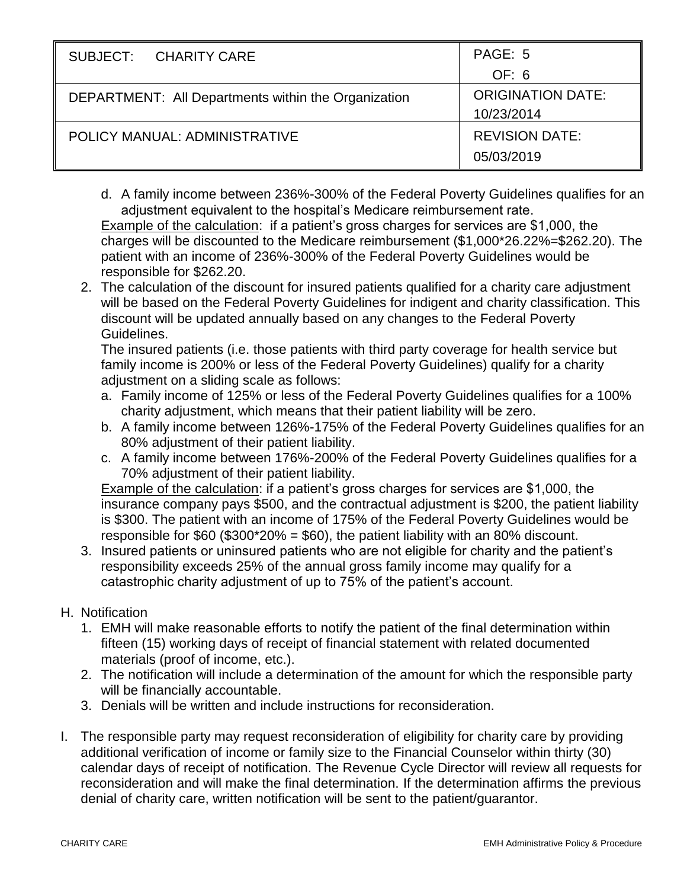d. A family income between 236%-300% of the Federal Poverty Guidelines qualifies for an adjustment equivalent to the hospital's Medicare reimbursement rate.

   Example of the calculation: if a patient's gross charges for services are $1,000, the charges will be discounted to the Medicare reimbursement ($1,000*26.22%=$262.20). The patient with an income of 236%-300% of the Federal Poverty Guidelines would be responsible for $262.20.

2. The calculation of the discount for insured patients qualified for a charity care adjustment will be based on the Federal Poverty Guidelines for indigent and charity classification. This discount will be updated annually based on any changes to the Federal Poverty Guidelines.

   The insured patients (i.e. those patients with third party coverage for health service but family income is 200% or less of the Federal Poverty Guidelines) qualify for a charity adjustment on a sliding scale as follows:

   a. Family income of 125% or less of the Federal Poverty Guidelines qualifies for a 100% charity adjustment, which means that their patient liability will be zero.
   b. A family income between 126%-175% of the Federal Poverty Guidelines qualifies for an 80% adjustment of their patient liability.
   c. A family income between 176%-200% of the Federal Poverty Guidelines qualifies for a 70% adjustment of their patient liability.

   Example of the calculation: if a patient's gross charges for services are $1,000, the insurance company pays $500, and the contractual adjustment is $200, the patient liability is $300. The patient with an income of 175% of the Federal Poverty Guidelines would be responsible for $60 ($300*20% = $60), the patient liability with an 80% discount.

3. Insured patients or uninsured patients who are not eligible for charity and the patient's responsibility exceeds 25% of the annual gross family income may qualify for a catastrophic charity adjustment of up to 75% of the patient's account.

H. Notification

   1. EMH will make reasonable efforts to notify the patient of the final determination within fifteen (15) working days of receipt of financial statement with related documented materials (proof of income, etc.).
   2. The notification will include a determination of the amount for which the responsible party will be financially accountable.
   3. Denials will be written and include instructions for reconsideration.

I. The responsible party may request reconsideration of eligibility for charity care by providing additional verification of income or family size to the Financial Counselor within thirty (30) calendar days of receipt of notification. The Revenue Cycle Director will review all requests for reconsideration and will make the final determination. If the determination affirms the previous denial of charity care, written notification will be sent to the patient/guarantor.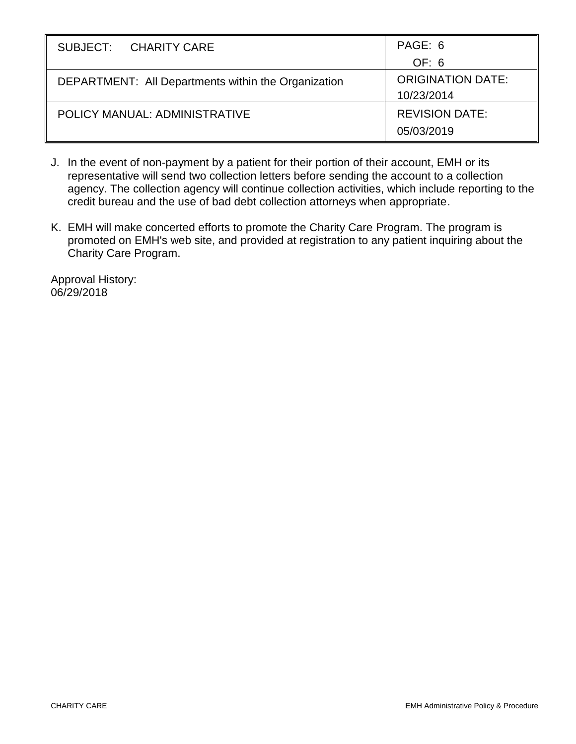J. In the event of non-payment by a patient for their portion of their account, EMH or its representative will send two collection letters before sending the account to a collection agency. The collection agency will continue collection activities, which include reporting to the credit bureau and the use of bad debt collection attorneys when appropriate.

K. EMH will make concerted efforts to promote the Charity Care Program. The program is promoted on EMH's web site, and provided at registration to any patient inquiring about the Charity Care Program.

Approval History:
06/29/2018